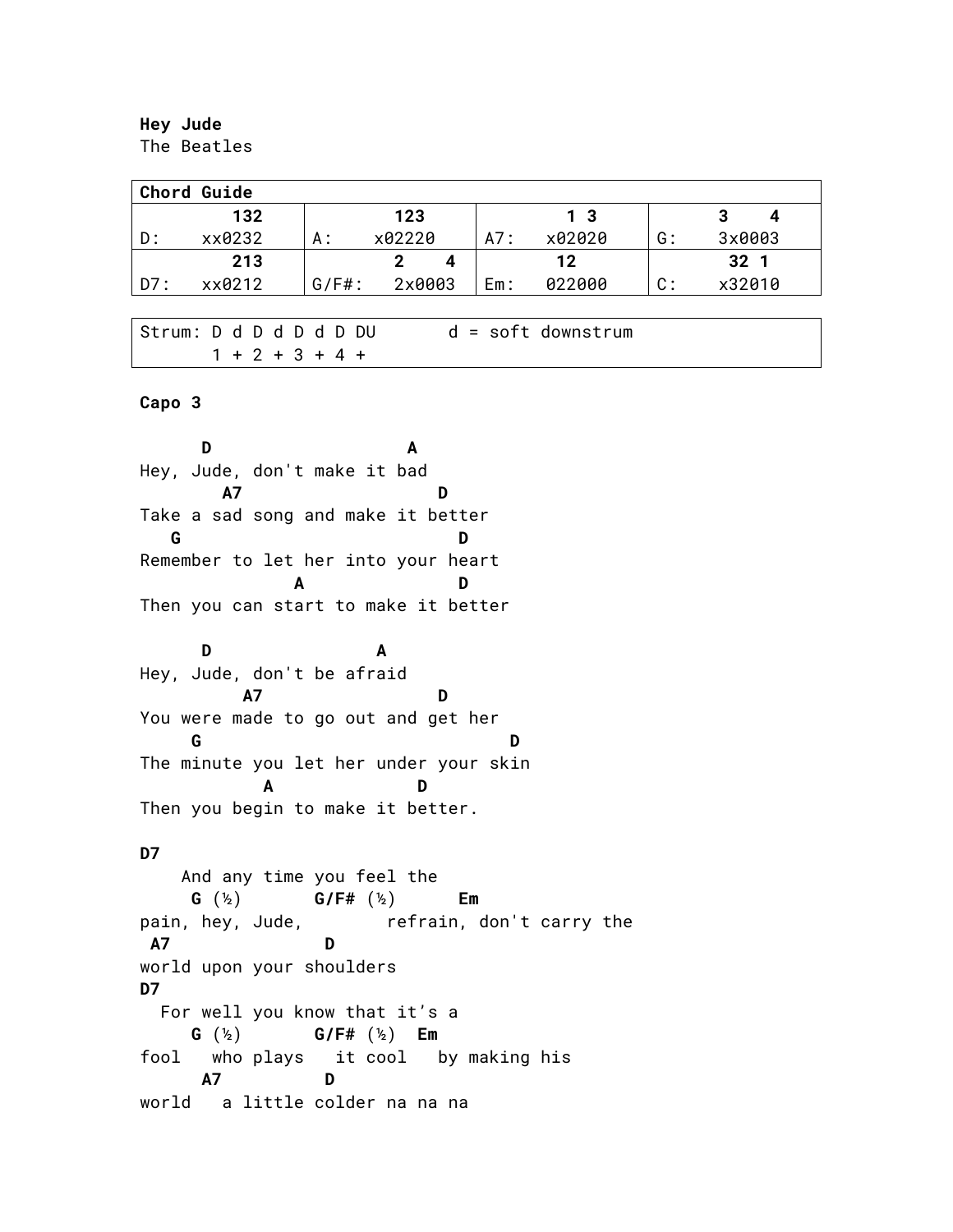**Hey Jude**
The Beatles

| Chord Guide | | | |
|---|---|---|---|
| 132<br>D: xx0232 | 123<br>A: x02220 | 1 3<br>A7: x02020 | 3 4<br>G: 3x0003 |
| 213<br>D7: xx0212 | 2 4<br>G/F#: 2x0003 | 12<br>Em: 022000 | 32 1<br>C: x32010 |

```
Strum: D d D d D d D DU       d = soft downstrum
       1 + 2 + 3 + 4 +
```

**Capo 3**

```
      D                   A
Hey, Jude, don't make it bad
        A7                 D
Take a sad song and make it better
   G                         D
Remember to let her into your heart
               A               D
Then you can start to make it better

      D                A
Hey, Jude, don't be afraid
          A7               D
You were made to go out and get her
     G                              D
The minute you let her under your skin
            A              D
Then you begin to make it better.

D7
    And any time you feel the
     G (½)       G/F# (½)      Em
pain, hey, Jude,        refrain, don't carry the
 A7               D
world upon your shoulders
D7
  For well you know that it's a
     G (½)       G/F# (½)  Em
fool   who plays   it cool   by making his
      A7          D
world   a little colder na na na
```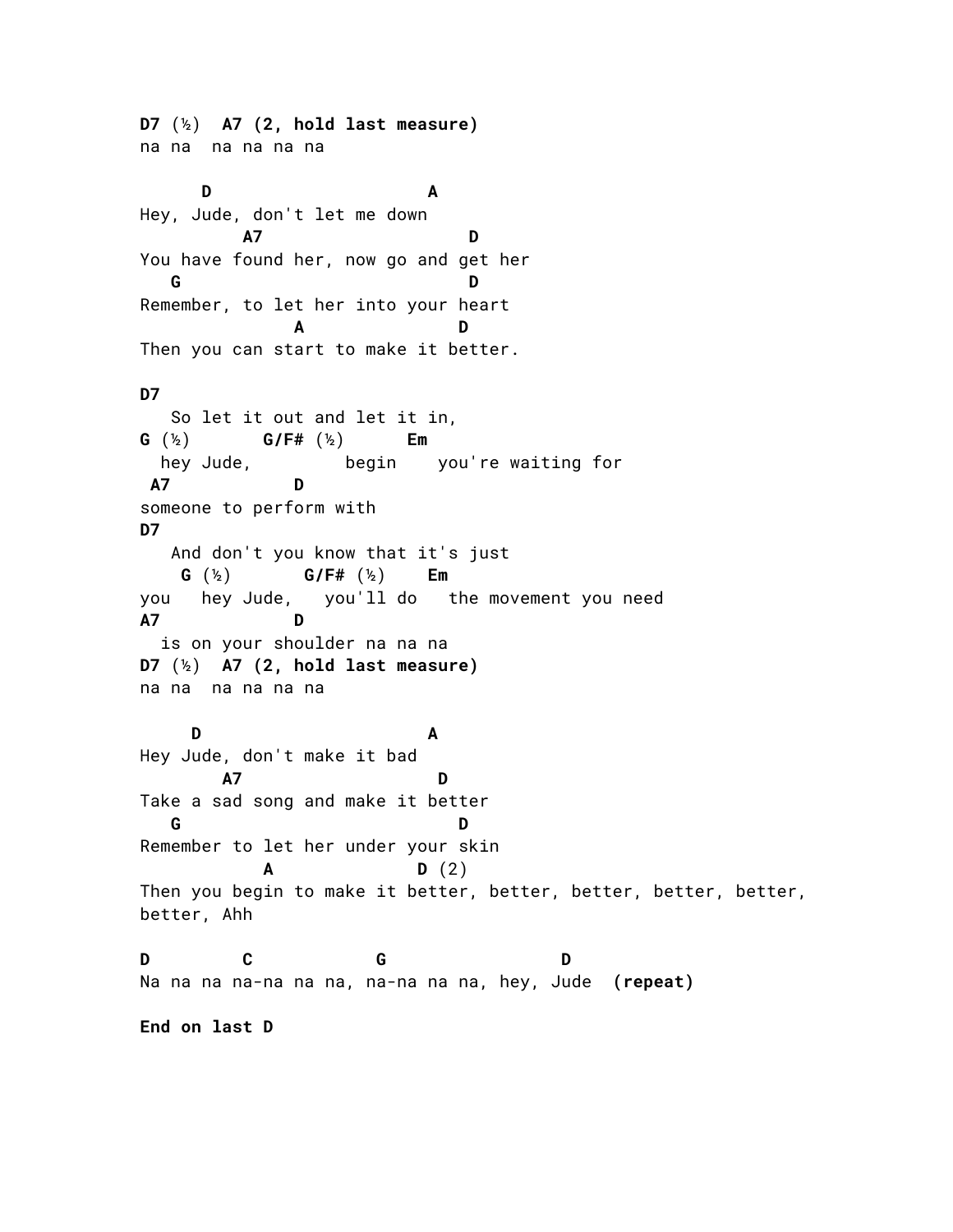```
D7 (½)  A7 (2, hold last measure)
na na  na na na na

      D                     A
Hey, Jude, don't let me down
          A7                  D
You have found her, now go and get her
   G                          D
Remember, to let her into your heart
               A               D
Then you can start to make it better.

D7
   So let it out and let it in,
G (½)       G/F# (½)      Em
  hey Jude,         begin    you're waiting for
 A7            D
someone to perform with
D7
   And don't you know that it's just
    G (½)       G/F# (½)    Em
you   hey Jude,   you'll do   the movement you need
A7             D
  is on your shoulder na na na
D7 (½)  A7 (2, hold last measure)
na na  na na na na

     D                      A
Hey Jude, don't make it bad
        A7                 D
Take a sad song and make it better
   G                          D
Remember to let her under your skin
            A              D (2)
Then you begin to make it better, better, better, better, better,
better, Ahh

D        C            G                 D
Na na na na-na na na, na-na na na, hey, Jude  (repeat)
```

**End on last D**